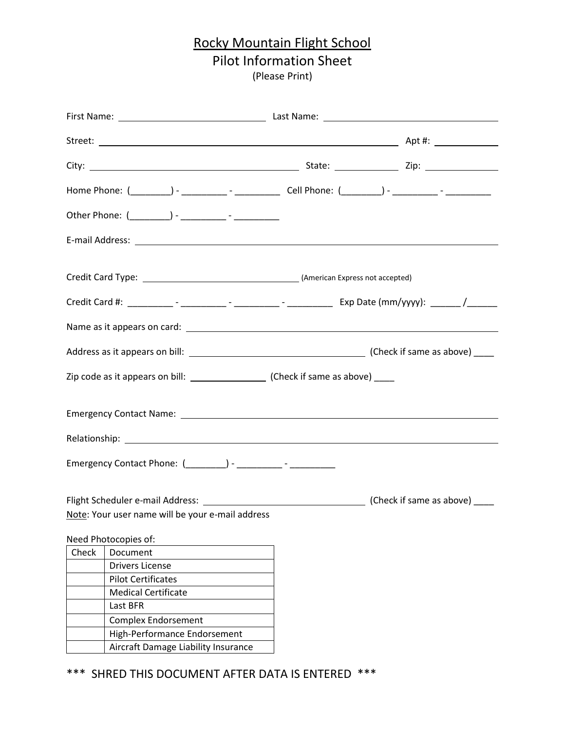# Rocky Mountain Flight School

## Pilot Information Sheet

(Please Print)

First Name: ______________________ Last Name: ______________________

Street: ______________________________________ Apt #: __________

City: ______________________ State: __________ Zip: __________

Home Phone: (________) - _________ - _________ Cell Phone: (________) - _________ - _________

Other Phone: (________) - _________ - _________

E-mail Address: ______________________________________

Credit Card Type: ______________________ (American Express not accepted)

Credit Card #: _________ - _________ - _________ - _________ Exp Date (mm/yyyy): ______ /______

Name as it appears on card: ______________________________________

Address as it appears on bill: ______________________ (Check if same as above) ____

Zip code as it appears on bill: __________ (Check if same as above) ____

Emergency Contact Name: ______________________________________

Relationship: ______________________________________

Emergency Contact Phone: (________) - _________ - _________

Flight Scheduler e-mail Address: ______________________ (Check if same as above) ____

Note: Your user name will be your e-mail address

Need Photocopies of:

| Check | Document |
| --- | --- |
| | Drivers License |
| | Pilot Certificates |
| | Medical Certificate |
| | Last BFR |
| | Complex Endorsement |
| | High-Performance Endorsement |
| | Aircraft Damage Liability Insurance |

\*\*\* SHRED THIS DOCUMENT AFTER DATA IS ENTERED \*\*\*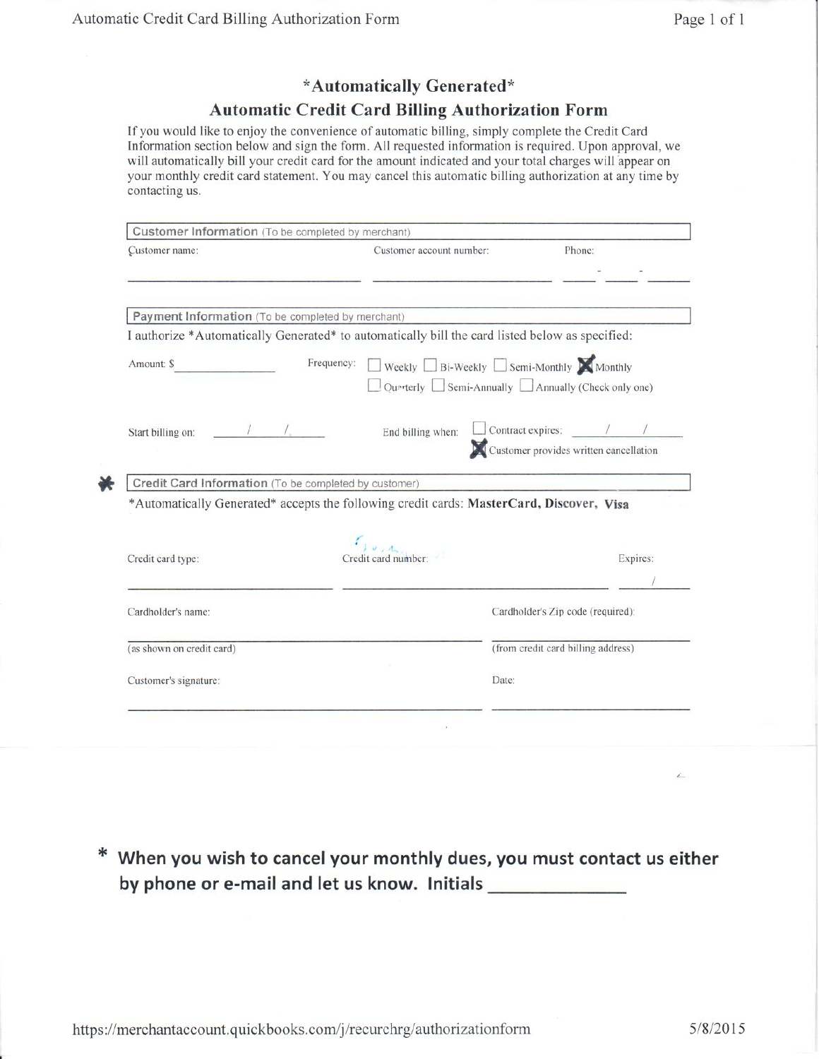# \*Automatically Generated\*

## Automatic Credit Card Billing Authorization Form

If you would like to enjoy the convenience of automatic billing, simply complete the Credit Card Information section below and sign the form. All requested information is required. Upon approval, we will automatically bill your credit card for the amount indicated and your total charges will appear on your monthly credit card statement. You may cancel this automatic billing authorization at any time by contacting us.

**Customer Information** (To be completed by merchant)

Customer name: ______________________ Customer account number: ______________________ Phone: ____-____-____

**Payment Information** (To be completed by merchant)

I authorize \*Automatically Generated\* to automatically bill the card listed below as specified:

Amount: $ ______________

Frequency: ☐ Weekly ☐ Bi-Weekly ☐ Semi-Monthly ☒ Monthly ☐ Quarterly ☐ Semi-Annually ☐ Annually (Check only one)

Start billing on: ____/____/____

End billing when: ☐ Contract expires: ____/____/____ ☒ Customer provides written cancellation

\* **Credit Card Information** (To be completed by customer)

\*Automatically Generated\* accepts the following credit cards: **MasterCard, Discover, Visa**

Credit card type: ______________________ Credit card number: ______________________ Expires: ____/____

Cardholder's name: ______________________ (as shown on credit card)

Cardholder's Zip code (required): ______________________ (from credit card billing address)

Customer's signature: ______________________ Date: ______________________

**\* When you wish to cancel your monthly dues, you must contact us either by phone or e-mail and let us know. Initials \_\_\_\_\_\_\_\_\_\_\_\_\_\_**

https://merchantaccount.quickbooks.com/j/recurchrg/authorizationform 5/8/2015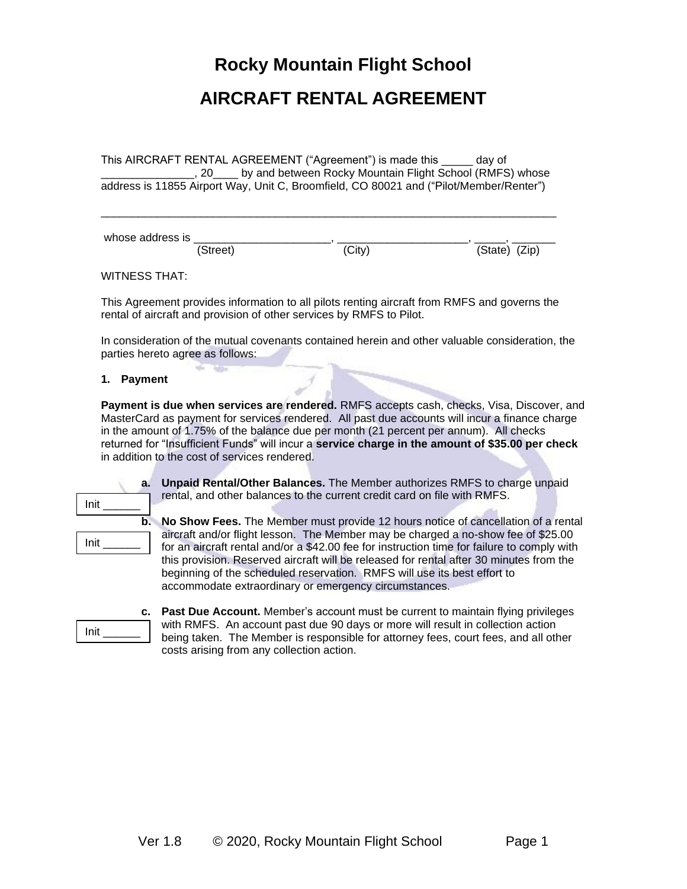# Rocky Mountain Flight School

# AIRCRAFT RENTAL AGREEMENT

This AIRCRAFT RENTAL AGREEMENT ("Agreement") is made this _____ day of _______________, 20____ by and between Rocky Mountain Flight School (RMFS) whose address is 11855 Airport Way, Unit C, Broomfield, CO 80021 and ("Pilot/Member/Renter")

_____________________________________________________________________________

whose address is ______________________, _____________________, _____, _______
(Street) (City) (State) (Zip)

WITNESS THAT:

This Agreement provides information to all pilots renting aircraft from RMFS and governs the rental of aircraft and provision of other services by RMFS to Pilot.

In consideration of the mutual covenants contained herein and other valuable consideration, the parties hereto agree as follows:

**1. Payment**

**Payment is due when services are rendered.** RMFS accepts cash, checks, Visa, Discover, and MasterCard as payment for services rendered. All past due accounts will incur a finance charge in the amount of 1.75% of the balance due per month (21 percent per annum). All checks returned for "Insufficient Funds" will incur a **service charge in the amount of $35.00 per check** in addition to the cost of services rendered.

Init ______

**a. Unpaid Rental/Other Balances.** The Member authorizes RMFS to charge unpaid rental, and other balances to the current credit card on file with RMFS.

Init ______

**b. No Show Fees.** The Member must provide 12 hours notice of cancellation of a rental aircraft and/or flight lesson. The Member may be charged a no-show fee of $25.00 for an aircraft rental and/or a $42.00 fee for instruction time for failure to comply with this provision. Reserved aircraft will be released for rental after 30 minutes from the beginning of the scheduled reservation. RMFS will use its best effort to accommodate extraordinary or emergency circumstances.

Init ______

**c. Past Due Account.** Member's account must be current to maintain flying privileges with RMFS. An account past due 90 days or more will result in collection action being taken. The Member is responsible for attorney fees, court fees, and all other costs arising from any collection action.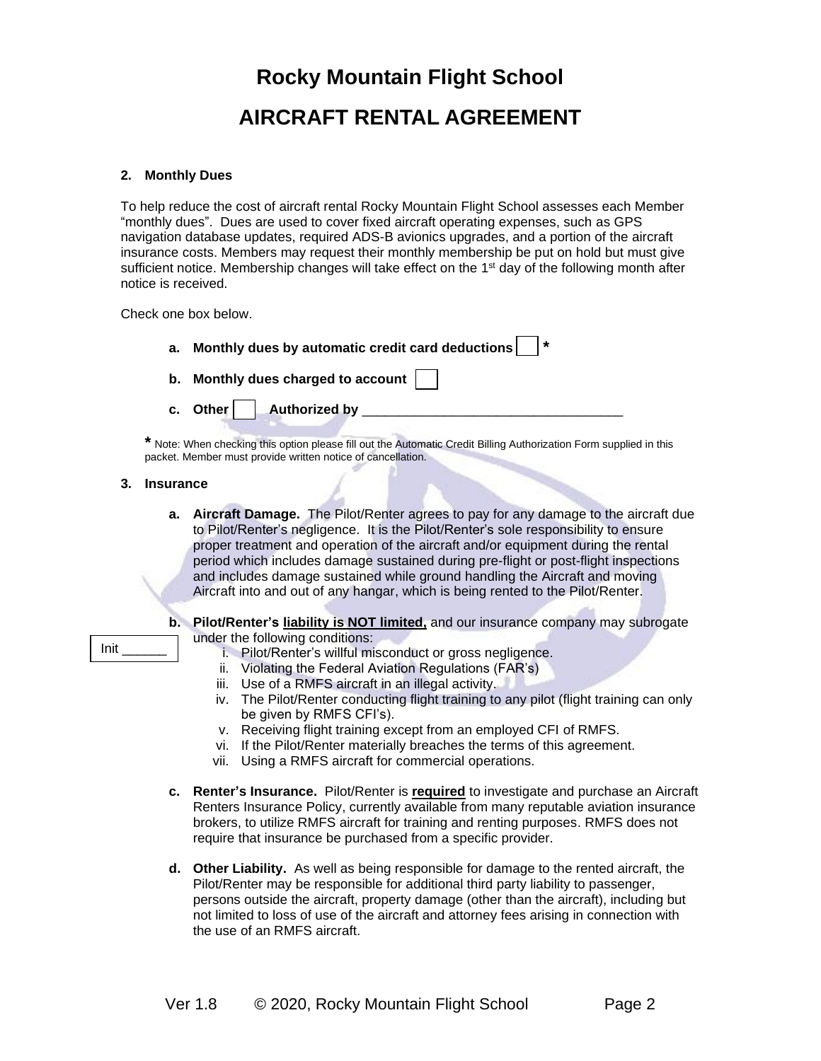# Rocky Mountain Flight School

# AIRCRAFT RENTAL AGREEMENT

**2. Monthly Dues**

To help reduce the cost of aircraft rental Rocky Mountain Flight School assesses each Member "monthly dues". Dues are used to cover fixed aircraft operating expenses, such as GPS navigation database updates, required ADS-B avionics upgrades, and a portion of the aircraft insurance costs. Members may request their monthly membership be put on hold but must give sufficient notice. Membership changes will take effect on the 1st day of the following month after notice is received.

Check one box below.

- **a. Monthly dues by automatic credit card deductions** ☐ *
- **b. Monthly dues charged to account** ☐
- **c. Other** ☐ **Authorized by** ___________________________________

* Note: When checking this option please fill out the Automatic Credit Billing Authorization Form supplied in this packet. Member must provide written notice of cancellation.

**3. Insurance**

**a. Aircraft Damage.** The Pilot/Renter agrees to pay for any damage to the aircraft due to Pilot/Renter's negligence. It is the Pilot/Renter's sole responsibility to ensure proper treatment and operation of the aircraft and/or equipment during the rental period which includes damage sustained during pre-flight or post-flight inspections and includes damage sustained while ground handling the Aircraft and moving Aircraft into and out of any hangar, which is being rented to the Pilot/Renter.

Init ______

**b. Pilot/Renter's liability is NOT limited,** and our insurance company may subrogate under the following conditions:

   i. Pilot/Renter's willful misconduct or gross negligence.
   ii. Violating the Federal Aviation Regulations (FAR's)
   iii. Use of a RMFS aircraft in an illegal activity.
   iv. The Pilot/Renter conducting flight training to any pilot (flight training can only be given by RMFS CFI's).
   v. Receiving flight training except from an employed CFI of RMFS.
   vi. If the Pilot/Renter materially breaches the terms of this agreement.
   vii. Using a RMFS aircraft for commercial operations.

**c. Renter's Insurance.** Pilot/Renter is **required** to investigate and purchase an Aircraft Renters Insurance Policy, currently available from many reputable aviation insurance brokers, to utilize RMFS aircraft for training and renting purposes. RMFS does not require that insurance be purchased from a specific provider.

**d. Other Liability.** As well as being responsible for damage to the rented aircraft, the Pilot/Renter may be responsible for additional third party liability to passenger, persons outside the aircraft, property damage (other than the aircraft), including but not limited to loss of use of the aircraft and attorney fees arising in connection with the use of an RMFS aircraft.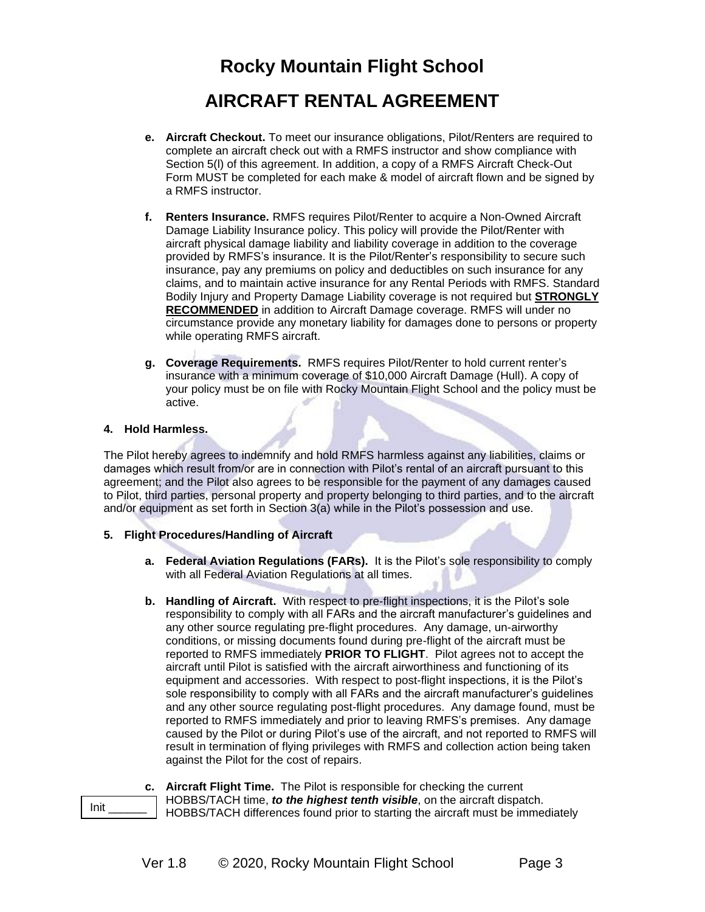# Rocky Mountain Flight School

# AIRCRAFT RENTAL AGREEMENT

e. **Aircraft Checkout.** To meet our insurance obligations, Pilot/Renters are required to complete an aircraft check out with a RMFS instructor and show compliance with Section 5(l) of this agreement. In addition, a copy of a RMFS Aircraft Check-Out Form MUST be completed for each make & model of aircraft flown and be signed by a RMFS instructor.

f. **Renters Insurance.** RMFS requires Pilot/Renter to acquire a Non-Owned Aircraft Damage Liability Insurance policy. This policy will provide the Pilot/Renter with aircraft physical damage liability and liability coverage in addition to the coverage provided by RMFS's insurance. It is the Pilot/Renter's responsibility to secure such insurance, pay any premiums on policy and deductibles on such insurance for any claims, and to maintain active insurance for any Rental Periods with RMFS. Standard Bodily Injury and Property Damage Liability coverage is not required but **STRONGLY RECOMMENDED** in addition to Aircraft Damage coverage. RMFS will under no circumstance provide any monetary liability for damages done to persons or property while operating RMFS aircraft.

g. **Coverage Requirements.** RMFS requires Pilot/Renter to hold current renter's insurance with a minimum coverage of $10,000 Aircraft Damage (Hull). A copy of your policy must be on file with Rocky Mountain Flight School and the policy must be active.

### 4. Hold Harmless.

The Pilot hereby agrees to indemnify and hold RMFS harmless against any liabilities, claims or damages which result from/or are in connection with Pilot's rental of an aircraft pursuant to this agreement; and the Pilot also agrees to be responsible for the payment of any damages caused to Pilot, third parties, personal property and property belonging to third parties, and to the aircraft and/or equipment as set forth in Section 3(a) while in the Pilot's possession and use.

### 5. Flight Procedures/Handling of Aircraft

a. **Federal Aviation Regulations (FARs).** It is the Pilot's sole responsibility to comply with all Federal Aviation Regulations at all times.

b. **Handling of Aircraft.** With respect to pre-flight inspections, it is the Pilot's sole responsibility to comply with all FARs and the aircraft manufacturer's guidelines and any other source regulating pre-flight procedures. Any damage, un-airworthy conditions, or missing documents found during pre-flight of the aircraft must be reported to RMFS immediately **PRIOR TO FLIGHT**. Pilot agrees not to accept the aircraft until Pilot is satisfied with the aircraft airworthiness and functioning of its equipment and accessories. With respect to post-flight inspections, it is the Pilot's sole responsibility to comply with all FARs and the aircraft manufacturer's guidelines and any other source regulating post-flight procedures. Any damage found, must be reported to RMFS immediately and prior to leaving RMFS's premises. Any damage caused by the Pilot or during Pilot's use of the aircraft, and not reported to RMFS will result in termination of flying privileges with RMFS and collection action being taken against the Pilot for the cost of repairs.

c. **Aircraft Flight Time.** The Pilot is responsible for checking the current HOBBS/TACH time, ***to the highest tenth visible***, on the aircraft dispatch. HOBBS/TACH differences found prior to starting the aircraft must be immediately

Init ______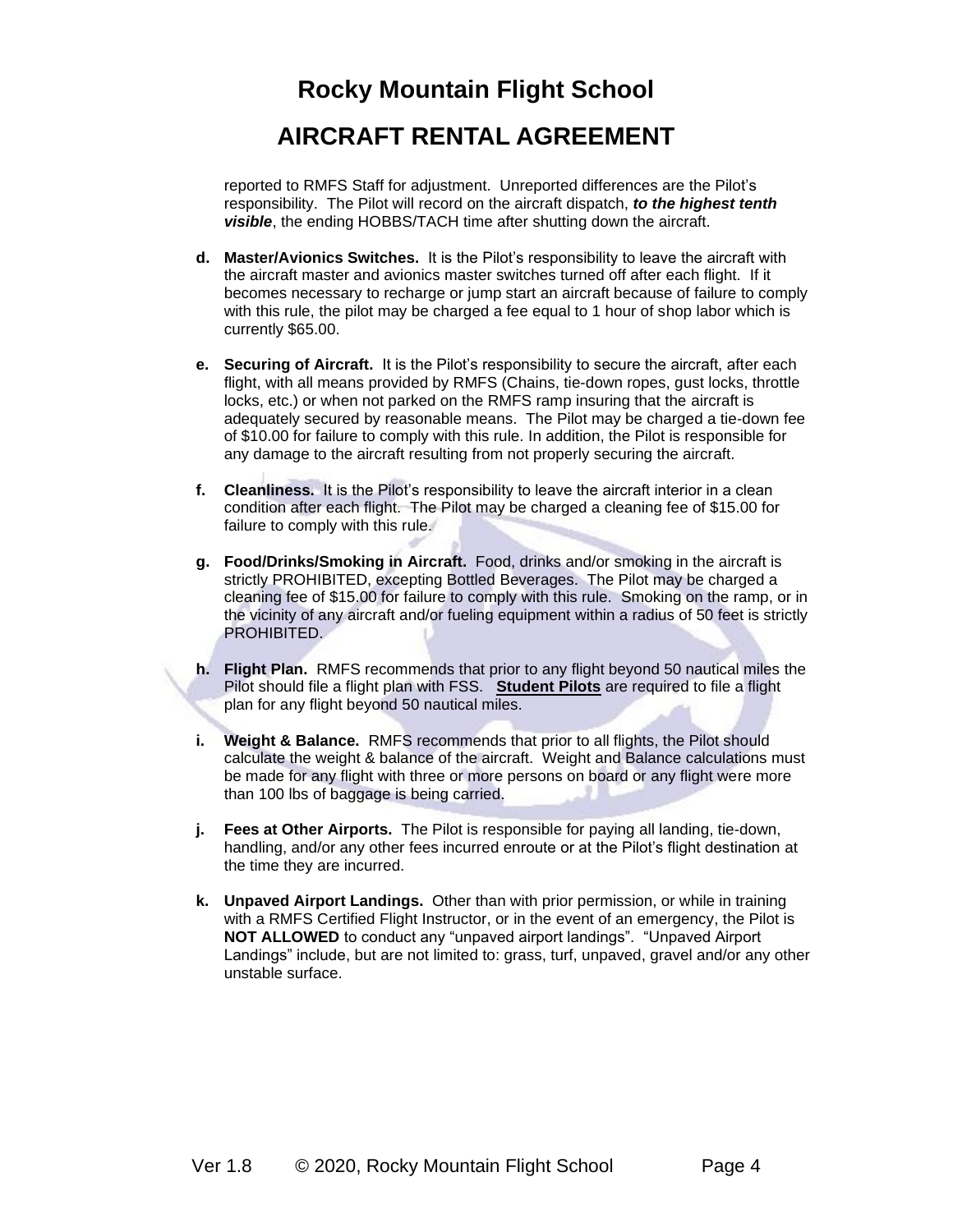reported to RMFS Staff for adjustment. Unreported differences are the Pilot's responsibility. The Pilot will record on the aircraft dispatch, ***to the highest tenth visible***, the ending HOBBS/TACH time after shutting down the aircraft.

**d. Master/Avionics Switches.** It is the Pilot's responsibility to leave the aircraft with the aircraft master and avionics master switches turned off after each flight. If it becomes necessary to recharge or jump start an aircraft because of failure to comply with this rule, the pilot may be charged a fee equal to 1 hour of shop labor which is currently $65.00.

**e. Securing of Aircraft.** It is the Pilot's responsibility to secure the aircraft, after each flight, with all means provided by RMFS (Chains, tie-down ropes, gust locks, throttle locks, etc.) or when not parked on the RMFS ramp insuring that the aircraft is adequately secured by reasonable means. The Pilot may be charged a tie-down fee of $10.00 for failure to comply with this rule. In addition, the Pilot is responsible for any damage to the aircraft resulting from not properly securing the aircraft.

**f. Cleanliness.** It is the Pilot's responsibility to leave the aircraft interior in a clean condition after each flight. The Pilot may be charged a cleaning fee of $15.00 for failure to comply with this rule.

**g. Food/Drinks/Smoking in Aircraft.** Food, drinks and/or smoking in the aircraft is strictly PROHIBITED, excepting Bottled Beverages. The Pilot may be charged a cleaning fee of $15.00 for failure to comply with this rule. Smoking on the ramp, or in the vicinity of any aircraft and/or fueling equipment within a radius of 50 feet is strictly PROHIBITED.

**h. Flight Plan.** RMFS recommends that prior to any flight beyond 50 nautical miles the Pilot should file a flight plan with FSS. **<u>Student Pilots</u>** are required to file a flight plan for any flight beyond 50 nautical miles.

**i. Weight & Balance.** RMFS recommends that prior to all flights, the Pilot should calculate the weight & balance of the aircraft. Weight and Balance calculations must be made for any flight with three or more persons on board or any flight were more than 100 lbs of baggage is being carried.

**j. Fees at Other Airports.** The Pilot is responsible for paying all landing, tie-down, handling, and/or any other fees incurred enroute or at the Pilot's flight destination at the time they are incurred.

**k. Unpaved Airport Landings.** Other than with prior permission, or while in training with a RMFS Certified Flight Instructor, or in the event of an emergency, the Pilot is **NOT ALLOWED** to conduct any "unpaved airport landings". "Unpaved Airport Landings" include, but are not limited to: grass, turf, unpaved, gravel and/or any other unstable surface.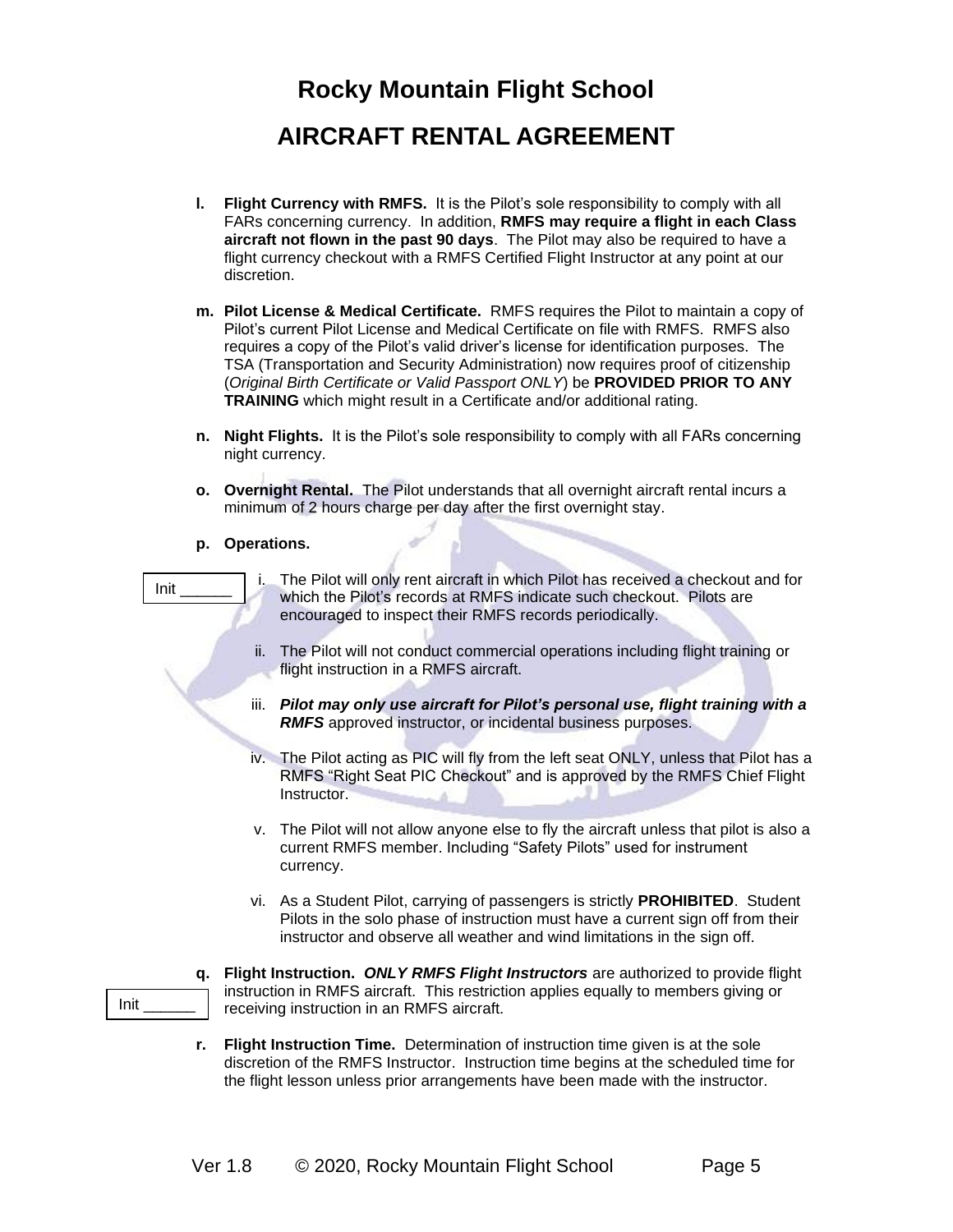# Rocky Mountain Flight School

# AIRCRAFT RENTAL AGREEMENT

**l. Flight Currency with RMFS.** It is the Pilot's sole responsibility to comply with all FARs concerning currency. In addition, **RMFS may require a flight in each Class aircraft not flown in the past 90 days**. The Pilot may also be required to have a flight currency checkout with a RMFS Certified Flight Instructor at any point at our discretion.

**m. Pilot License & Medical Certificate.** RMFS requires the Pilot to maintain a copy of Pilot's current Pilot License and Medical Certificate on file with RMFS. RMFS also requires a copy of the Pilot's valid driver's license for identification purposes. The TSA (Transportation and Security Administration) now requires proof of citizenship (*Original Birth Certificate or Valid Passport ONLY*) be **PROVIDED PRIOR TO ANY TRAINING** which might result in a Certificate and/or additional rating.

**n. Night Flights.** It is the Pilot's sole responsibility to comply with all FARs concerning night currency.

**o. Overnight Rental.** The Pilot understands that all overnight aircraft rental incurs a minimum of 2 hours charge per day after the first overnight stay.

**p. Operations.**

Init ______

i. The Pilot will only rent aircraft in which Pilot has received a checkout and for which the Pilot's records at RMFS indicate such checkout. Pilots are encouraged to inspect their RMFS records periodically.

ii. The Pilot will not conduct commercial operations including flight training or flight instruction in a RMFS aircraft.

iii. ***Pilot may only use aircraft for Pilot's personal use, flight training with a RMFS*** approved instructor, or incidental business purposes.

iv. The Pilot acting as PIC will fly from the left seat ONLY, unless that Pilot has a RMFS "Right Seat PIC Checkout" and is approved by the RMFS Chief Flight Instructor.

v. The Pilot will not allow anyone else to fly the aircraft unless that pilot is also a current RMFS member. Including "Safety Pilots" used for instrument currency.

vi. As a Student Pilot, carrying of passengers is strictly **PROHIBITED**. Student Pilots in the solo phase of instruction must have a current sign off from their instructor and observe all weather and wind limitations in the sign off.

Init ______

**q. Flight Instruction.** ***ONLY RMFS Flight Instructors*** are authorized to provide flight instruction in RMFS aircraft. This restriction applies equally to members giving or receiving instruction in an RMFS aircraft.

**r. Flight Instruction Time.** Determination of instruction time given is at the sole discretion of the RMFS Instructor. Instruction time begins at the scheduled time for the flight lesson unless prior arrangements have been made with the instructor.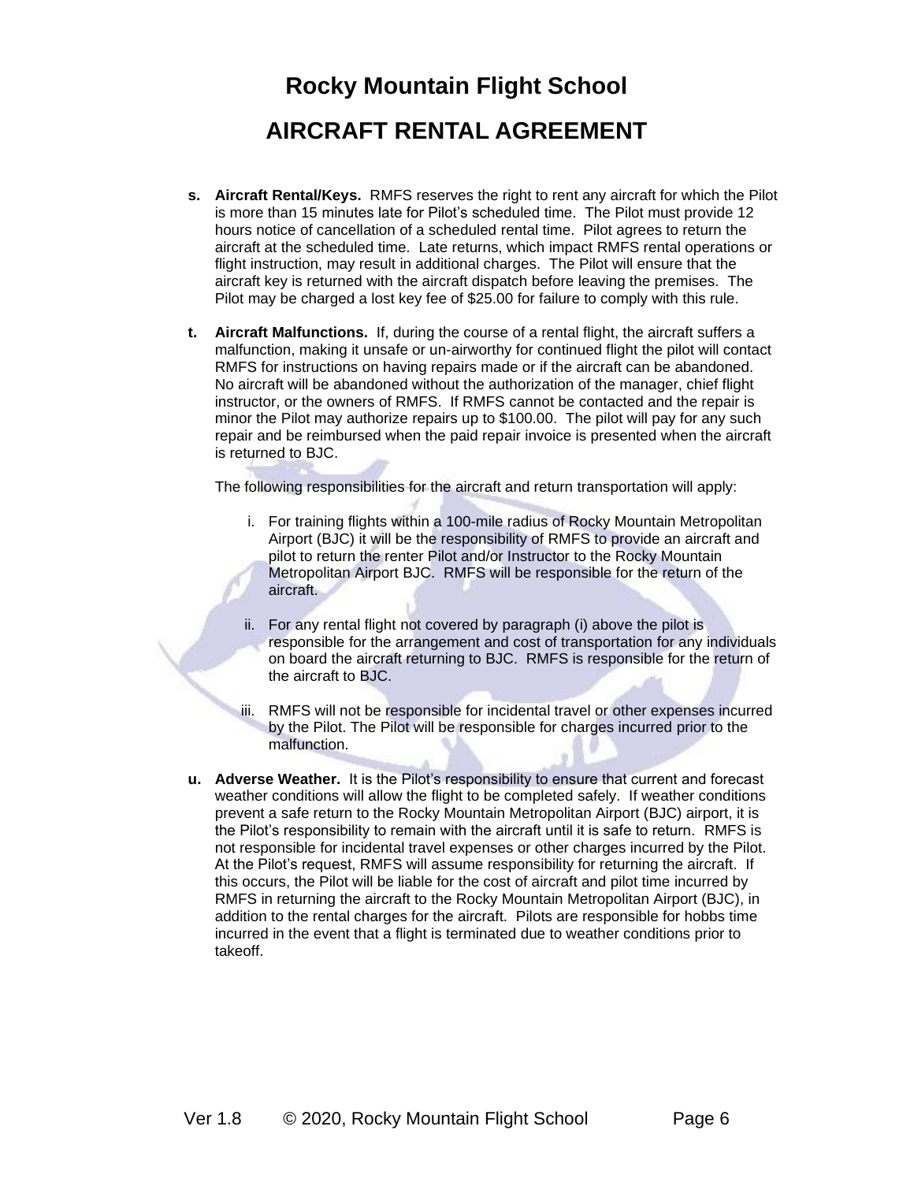# Rocky Mountain Flight School

# AIRCRAFT RENTAL AGREEMENT

**s. Aircraft Rental/Keys.** RMFS reserves the right to rent any aircraft for which the Pilot is more than 15 minutes late for Pilot's scheduled time. The Pilot must provide 12 hours notice of cancellation of a scheduled rental time. Pilot agrees to return the aircraft at the scheduled time. Late returns, which impact RMFS rental operations or flight instruction, may result in additional charges. The Pilot will ensure that the aircraft key is returned with the aircraft dispatch before leaving the premises. The Pilot may be charged a lost key fee of $25.00 for failure to comply with this rule.

**t. Aircraft Malfunctions.** If, during the course of a rental flight, the aircraft suffers a malfunction, making it unsafe or un-airworthy for continued flight the pilot will contact RMFS for instructions on having repairs made or if the aircraft can be abandoned. No aircraft will be abandoned without the authorization of the manager, chief flight instructor, or the owners of RMFS. If RMFS cannot be contacted and the repair is minor the Pilot may authorize repairs up to $100.00. The pilot will pay for any such repair and be reimbursed when the paid repair invoice is presented when the aircraft is returned to BJC.

The following responsibilities for the aircraft and return transportation will apply:

i. For training flights within a 100-mile radius of Rocky Mountain Metropolitan Airport (BJC) it will be the responsibility of RMFS to provide an aircraft and pilot to return the renter Pilot and/or Instructor to the Rocky Mountain Metropolitan Airport BJC. RMFS will be responsible for the return of the aircraft.

ii. For any rental flight not covered by paragraph (i) above the pilot is responsible for the arrangement and cost of transportation for any individuals on board the aircraft returning to BJC. RMFS is responsible for the return of the aircraft to BJC.

iii. RMFS will not be responsible for incidental travel or other expenses incurred by the Pilot. The Pilot will be responsible for charges incurred prior to the malfunction.

**u. Adverse Weather.** It is the Pilot's responsibility to ensure that current and forecast weather conditions will allow the flight to be completed safely. If weather conditions prevent a safe return to the Rocky Mountain Metropolitan Airport (BJC) airport, it is the Pilot's responsibility to remain with the aircraft until it is safe to return. RMFS is not responsible for incidental travel expenses or other charges incurred by the Pilot. At the Pilot's request, RMFS will assume responsibility for returning the aircraft. If this occurs, the Pilot will be liable for the cost of aircraft and pilot time incurred by RMFS in returning the aircraft to the Rocky Mountain Metropolitan Airport (BJC), in addition to the rental charges for the aircraft. Pilots are responsible for hobbs time incurred in the event that a flight is terminated due to weather conditions prior to takeoff.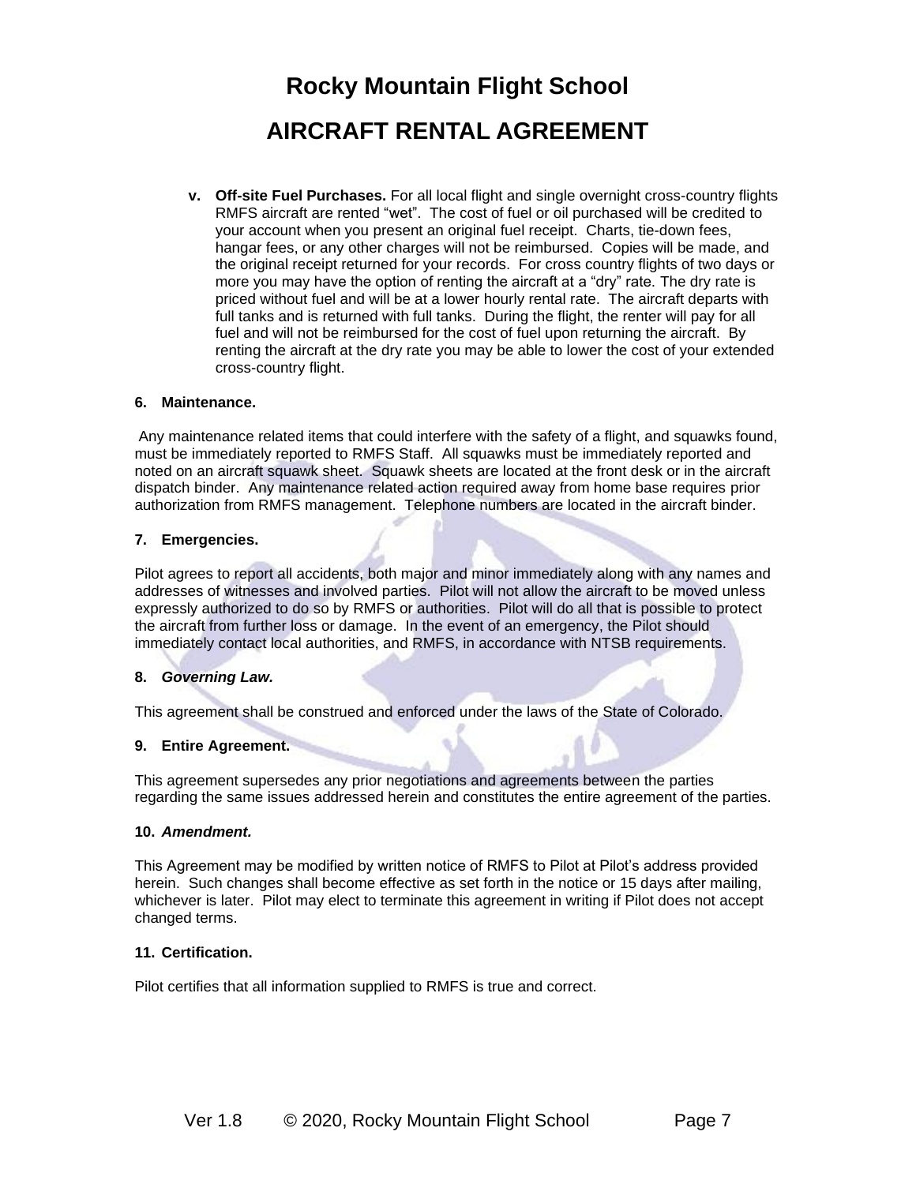# Rocky Mountain Flight School

## AIRCRAFT RENTAL AGREEMENT

v. **Off-site Fuel Purchases.** For all local flight and single overnight cross-country flights RMFS aircraft are rented "wet". The cost of fuel or oil purchased will be credited to your account when you present an original fuel receipt. Charts, tie-down fees, hangar fees, or any other charges will not be reimbursed. Copies will be made, and the original receipt returned for your records. For cross country flights of two days or more you may have the option of renting the aircraft at a "dry" rate. The dry rate is priced without fuel and will be at a lower hourly rental rate. The aircraft departs with full tanks and is returned with full tanks. During the flight, the renter will pay for all fuel and will not be reimbursed for the cost of fuel upon returning the aircraft. By renting the aircraft at the dry rate you may be able to lower the cost of your extended cross-country flight.

**6. Maintenance.**

Any maintenance related items that could interfere with the safety of a flight, and squawks found, must be immediately reported to RMFS Staff. All squawks must be immediately reported and noted on an aircraft squawk sheet. Squawk sheets are located at the front desk or in the aircraft dispatch binder. Any maintenance related action required away from home base requires prior authorization from RMFS management. Telephone numbers are located in the aircraft binder.

**7. Emergencies.**

Pilot agrees to report all accidents, both major and minor immediately along with any names and addresses of witnesses and involved parties. Pilot will not allow the aircraft to be moved unless expressly authorized to do so by RMFS or authorities. Pilot will do all that is possible to protect the aircraft from further loss or damage. In the event of an emergency, the Pilot should immediately contact local authorities, and RMFS, in accordance with NTSB requirements.

**8. *Governing Law.***

This agreement shall be construed and enforced under the laws of the State of Colorado.

**9. Entire Agreement.**

This agreement supersedes any prior negotiations and agreements between the parties regarding the same issues addressed herein and constitutes the entire agreement of the parties.

**10. *Amendment.***

This Agreement may be modified by written notice of RMFS to Pilot at Pilot's address provided herein. Such changes shall become effective as set forth in the notice or 15 days after mailing, whichever is later. Pilot may elect to terminate this agreement in writing if Pilot does not accept changed terms.

**11. Certification.**

Pilot certifies that all information supplied to RMFS is true and correct.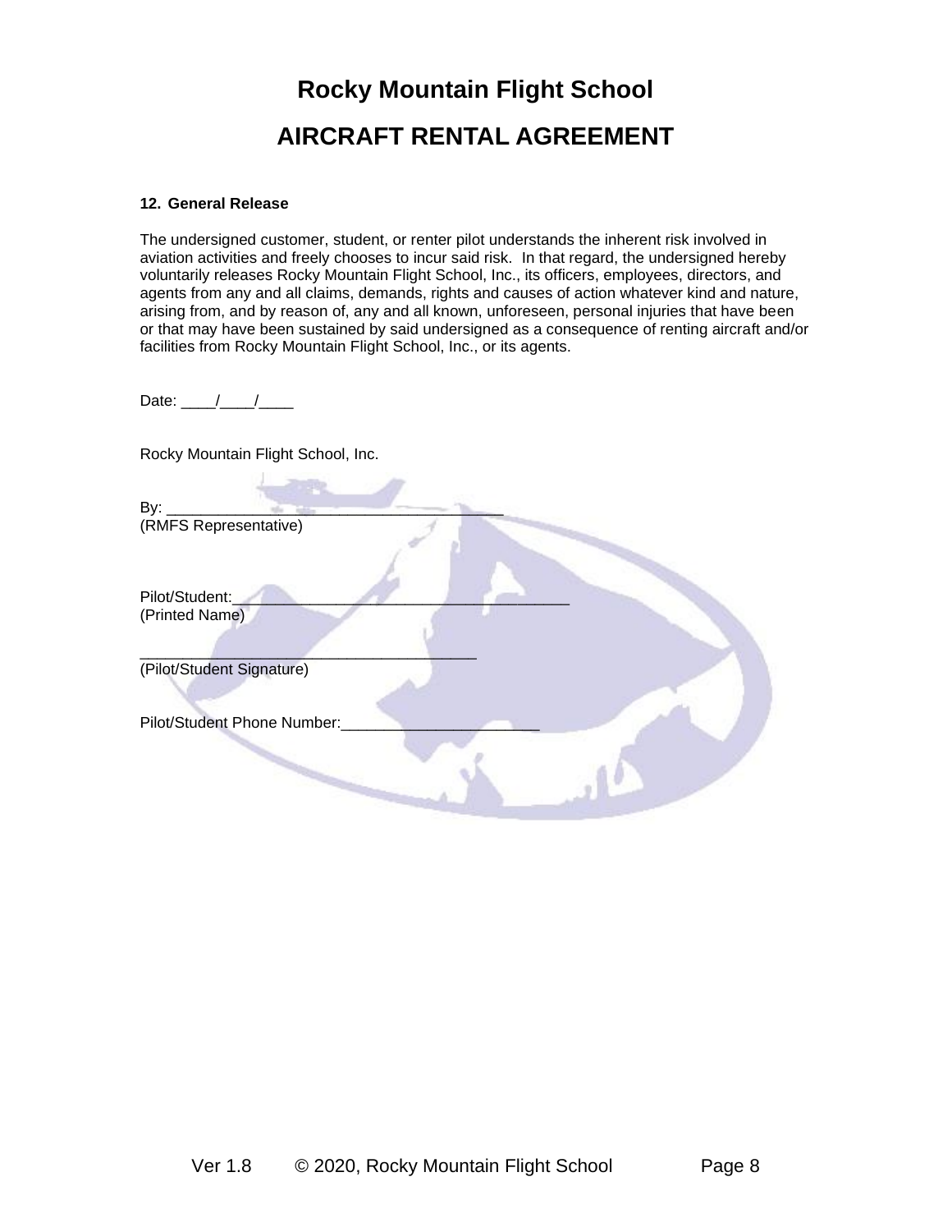# Rocky Mountain Flight School

# AIRCRAFT RENTAL AGREEMENT

**12. General Release**

The undersigned customer, student, or renter pilot understands the inherent risk involved in aviation activities and freely chooses to incur said risk. In that regard, the undersigned hereby voluntarily releases Rocky Mountain Flight School, Inc., its officers, employees, directors, and agents from any and all claims, demands, rights and causes of action whatever kind and nature, arising from, and by reason of, any and all known, unforeseen, personal injuries that have been or that may have been sustained by said undersigned as a consequence of renting aircraft and/or facilities from Rocky Mountain Flight School, Inc., or its agents.

Date: ____/____/____

Rocky Mountain Flight School, Inc.

By: ________________________________________
(RMFS Representative)

Pilot/Student:________________________________________
(Printed Name)

________________________________________
(Pilot/Student Signature)

Pilot/Student Phone Number:_______________________